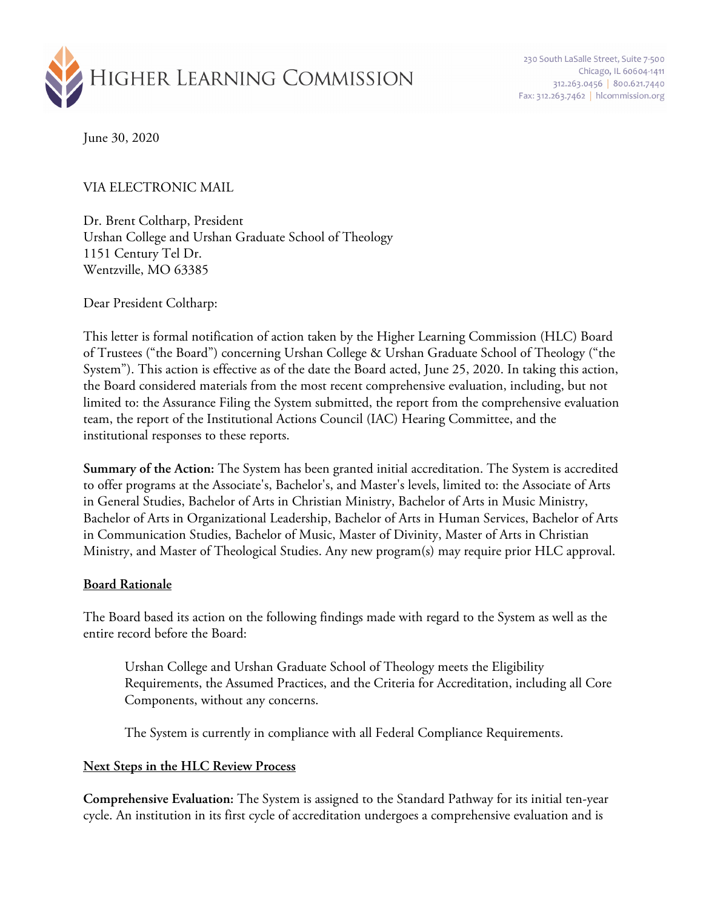# Higher Learning Commission

230 South LaSalle Street, Suite 7-500
Chicago, IL 60604-1411
312.263.0456 | 800.621.7440
Fax: 312.263.7462 | hlcommission.org

June 30, 2020

VIA ELECTRONIC MAIL

Dr. Brent Coltharp, President
Urshan College and Urshan Graduate School of Theology
1151 Century Tel Dr.
Wentzville, MO 63385

Dear President Coltharp:

This letter is formal notification of action taken by the Higher Learning Commission (HLC) Board of Trustees ("the Board") concerning Urshan College & Urshan Graduate School of Theology ("the System"). This action is effective as of the date the Board acted, June 25, 2020. In taking this action, the Board considered materials from the most recent comprehensive evaluation, including, but not limited to: the Assurance Filing the System submitted, the report from the comprehensive evaluation team, the report of the Institutional Actions Council (IAC) Hearing Committee, and the institutional responses to these reports.

**Summary of the Action:** The System has been granted initial accreditation. The System is accredited to offer programs at the Associate's, Bachelor's, and Master's levels, limited to: the Associate of Arts in General Studies, Bachelor of Arts in Christian Ministry, Bachelor of Arts in Music Ministry, Bachelor of Arts in Organizational Leadership, Bachelor of Arts in Human Services, Bachelor of Arts in Communication Studies, Bachelor of Music, Master of Divinity, Master of Arts in Christian Ministry, and Master of Theological Studies. Any new program(s) may require prior HLC approval.

## Board Rationale

The Board based its action on the following findings made with regard to the System as well as the entire record before the Board:

> Urshan College and Urshan Graduate School of Theology meets the Eligibility Requirements, the Assumed Practices, and the Criteria for Accreditation, including all Core Components, without any concerns.
>
> The System is currently in compliance with all Federal Compliance Requirements.

## Next Steps in the HLC Review Process

**Comprehensive Evaluation:** The System is assigned to the Standard Pathway for its initial ten-year cycle. An institution in its first cycle of accreditation undergoes a comprehensive evaluation and is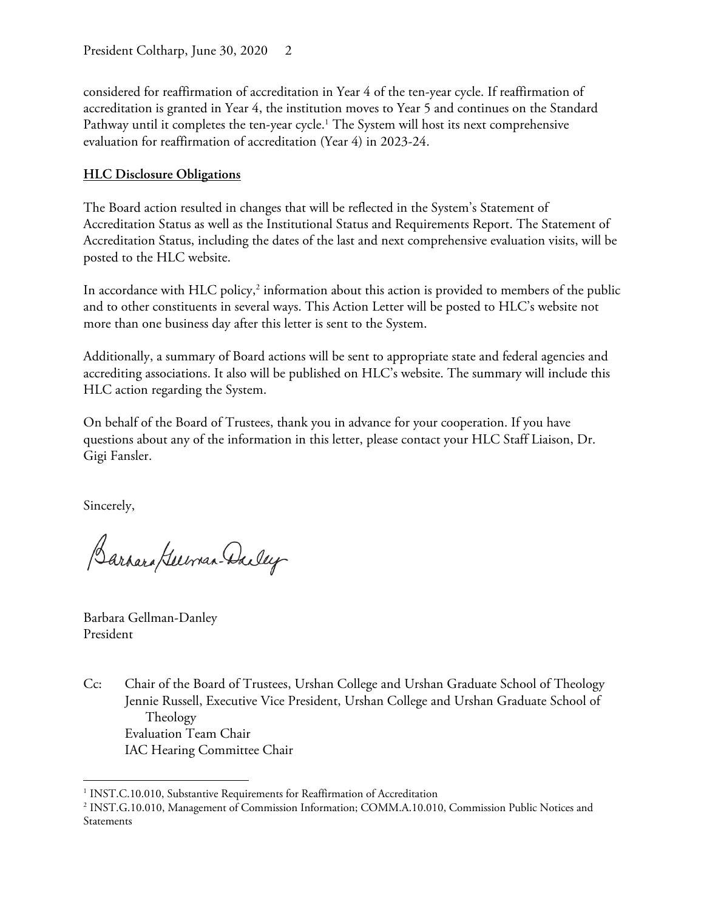considered for reaffirmation of accreditation in Year 4 of the ten-year cycle. If reaffirmation of accreditation is granted in Year 4, the institution moves to Year 5 and continues on the Standard Pathway until it completes the ten-year cycle.[1] The System will host its next comprehensive evaluation for reaffirmation of accreditation (Year 4) in 2023-24.

**HLC Disclosure Obligations**

The Board action resulted in changes that will be reflected in the System's Statement of Accreditation Status as well as the Institutional Status and Requirements Report. The Statement of Accreditation Status, including the dates of the last and next comprehensive evaluation visits, will be posted to the HLC website.

In accordance with HLC policy,[2] information about this action is provided to members of the public and to other constituents in several ways. This Action Letter will be posted to HLC's website not more than one business day after this letter is sent to the System.

Additionally, a summary of Board actions will be sent to appropriate state and federal agencies and accrediting associations. It also will be published on HLC's website. The summary will include this HLC action regarding the System.

On behalf of the Board of Trustees, thank you in advance for your cooperation. If you have questions about any of the information in this letter, please contact your HLC Staff Liaison, Dr. Gigi Fansler.

Sincerely,

Barbara Gellman-Danley

Barbara Gellman-Danley
President

Cc: Chair of the Board of Trustees, Urshan College and Urshan Graduate School of Theology
Jennie Russell, Executive Vice President, Urshan College and Urshan Graduate School of Theology
Evaluation Team Chair
IAC Hearing Committee Chair

---

[1] INST.C.10.010, Substantive Requirements for Reaffirmation of Accreditation

[2] INST.G.10.010, Management of Commission Information; COMM.A.10.010, Commission Public Notices and Statements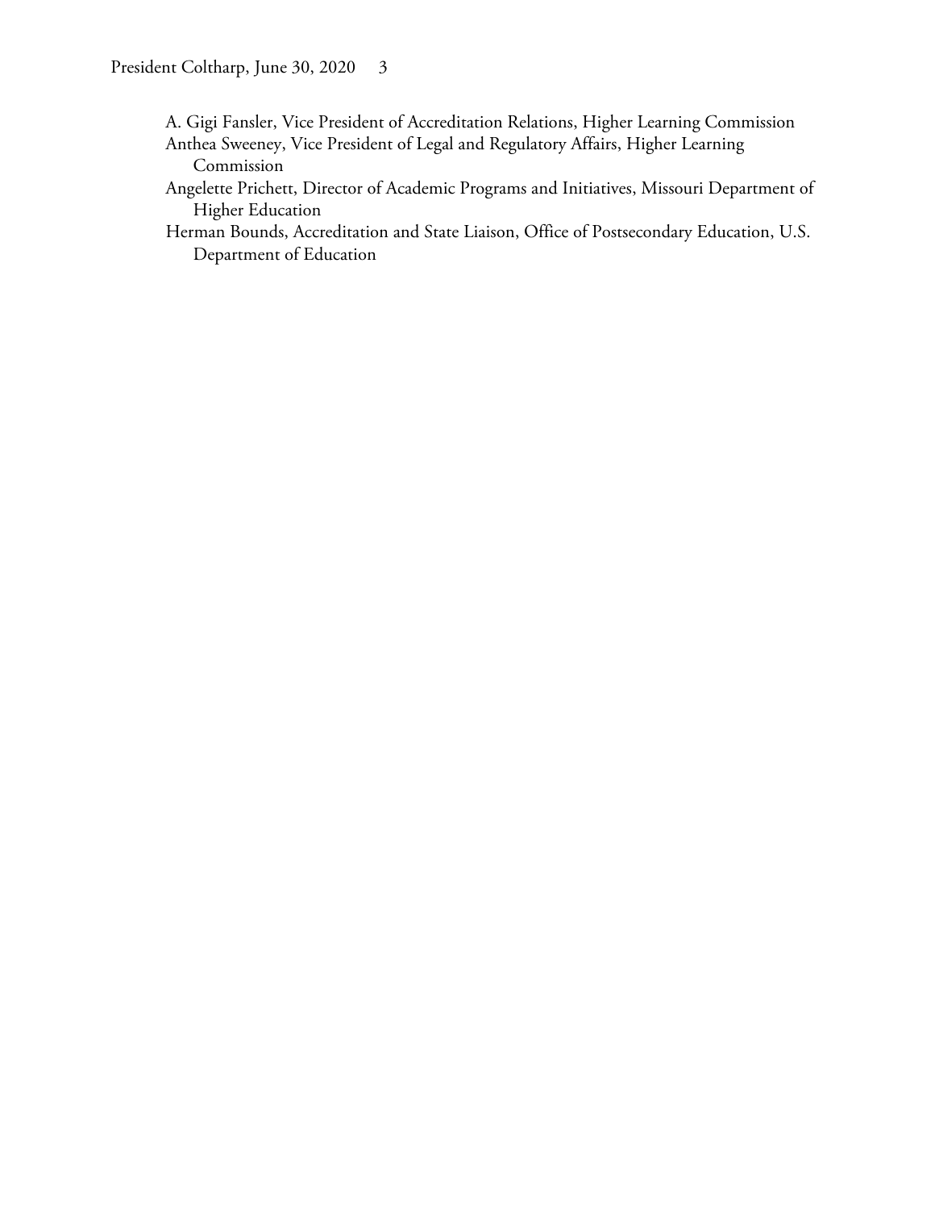A. Gigi Fansler, Vice President of Accreditation Relations, Higher Learning Commission
Anthea Sweeney, Vice President of Legal and Regulatory Affairs, Higher Learning Commission
Angelette Prichett, Director of Academic Programs and Initiatives, Missouri Department of Higher Education
Herman Bounds, Accreditation and State Liaison, Office of Postsecondary Education, U.S. Department of Education